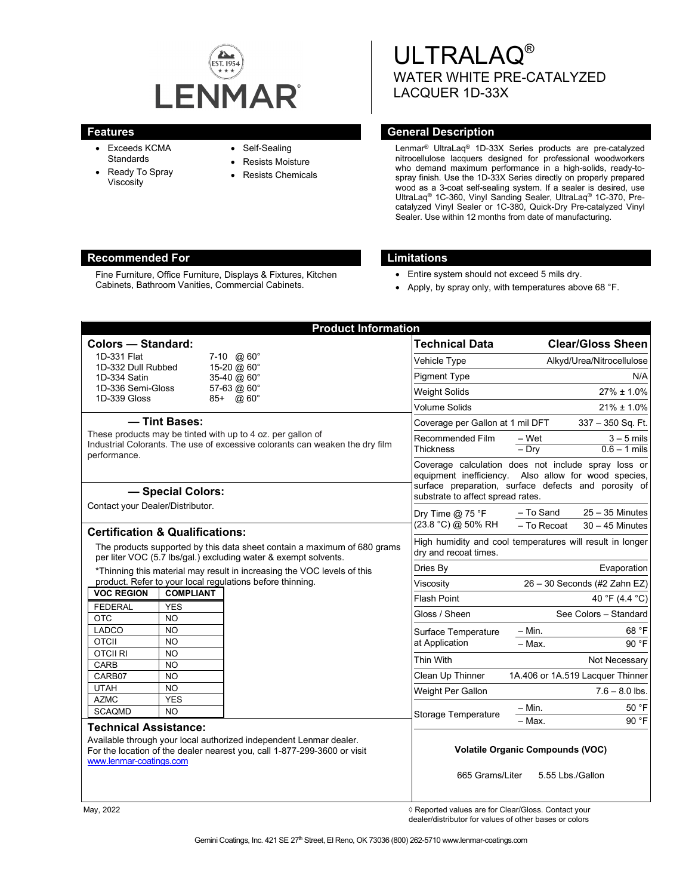LENMAR®

# ULTRALAQ®

## WATER WHITE PRE-CATALYZED LACQUER 1D-33X

## Features

- Exceeds KCMA Standards
- Ready To Spray Viscosity
- Self-Sealing
- Resists Moisture
- Resists Chemicals

## General Description

Lenmar® UltraLaq® 1D-33X Series products are pre-catalyzed nitrocellulose lacquers designed for professional woodworkers who demand maximum performance in a high-solids, ready-to-spray finish. Use the 1D-33X Series directly on properly prepared wood as a 3-coat self-sealing system. If a sealer is desired, use UltraLaq® 1C-360, Vinyl Sanding Sealer, UltraLaq® 1C-370, Pre-catalyzed Vinyl Sealer or 1C-380, Quick-Dry Pre-catalyzed Vinyl Sealer. Use within 12 months from date of manufacturing.

## Recommended For

Fine Furniture, Office Furniture, Displays & Fixtures, Kitchen Cabinets, Bathroom Vanities, Commercial Cabinets.

## Limitations

- Entire system should not exceed 5 mils dry.
- Apply, by spray only, with temperatures above 68 °F.

## Product Information

### Colors — Standard:

| Product | Gloss |
|---|---|
| 1D-331 Flat | 7-10 @ 60° |
| 1D-332 Dull Rubbed | 15-20 @ 60° |
| 1D-334 Satin | 35-40 @ 60° |
| 1D-336 Semi-Gloss | 57-63 @ 60° |
| 1D-339 Gloss | 85+ @ 60° |

### — Tint Bases:

These products may be tinted with up to 4 oz. per gallon of Industrial Colorants. The use of excessive colorants can weaken the dry film performance.

### — Special Colors:

Contact your Dealer/Distributor.

### Certification & Qualifications:

The products supported by this data sheet contain a maximum of 680 grams per liter VOC (5.7 lbs/gal.) excluding water & exempt solvents.

*Thinning this material may result in increasing the VOC levels of this product. Refer to your local regulations before thinning.

| VOC REGION | COMPLIANT |
|---|---|
| FEDERAL | YES |
| OTC | NO |
| LADCO | NO |
| OTCII | NO |
| OTCII RI | NO |
| CARB | NO |
| CARB07 | NO |
| UTAH | NO |
| AZMC | YES |
| SCAQMD | NO |

### Technical Assistance:

Available through your local authorized independent Lenmar dealer. For the location of the dealer nearest you, call 1-877-299-3600 or visit www.lenmar-coatings.com

### Technical Data — Clear/Gloss Sheen

| Technical Data | | Clear/Gloss Sheen |
|---|---|---|
| Vehicle Type | | Alkyd/Urea/Nitrocellulose |
| Pigment Type | | N/A |
| Weight Solids | | 27% ± 1.0% |
| Volume Solids | | 21% ± 1.0% |
| Coverage per Gallon at 1 mil DFT | | 337 – 350 Sq. Ft. |
| Recommended Film Thickness | – Wet | 3 – 5 mils |
| | – Dry | 0.6 – 1 mils |
| Coverage calculation does not include spray loss or equipment inefficiency. Also allow for wood species, surface preparation, surface defects and porosity of substrate to affect spread rates. | | |
| Dry Time @ 75 °F (23.8 °C) @ 50% RH | – To Sand | 25 – 35 Minutes |
| | – To Recoat | 30 – 45 Minutes |
| High humidity and cool temperatures will result in longer dry and recoat times. | | |
| Dries By | | Evaporation |
| Viscosity | | 26 – 30 Seconds (#2 Zahn EZ) |
| Flash Point | | 40 °F (4.4 °C) |
| Gloss / Sheen | | See Colors – Standard |
| Surface Temperature at Application | – Min. | 68 °F |
| | – Max. | 90 °F |
| Thin With | | Not Necessary |
| Clean Up Thinner | | 1A.406 or 1A.519 Lacquer Thinner |
| Weight Per Gallon | | 7.6 – 8.0 lbs. |
| Storage Temperature | – Min. | 50 °F |
| | – Max. | 90 °F |

**Volatile Organic Compounds (VOC)**

665 Grams/Liter    5.55 Lbs./Gallon

May, 2022

◊ Reported values are for Clear/Gloss. Contact your dealer/distributor for values of other bases or colors

Gemini Coatings, Inc. 421 SE 27th Street, El Reno, OK 73036 (800) 262-5710 www.lenmar-coatings.com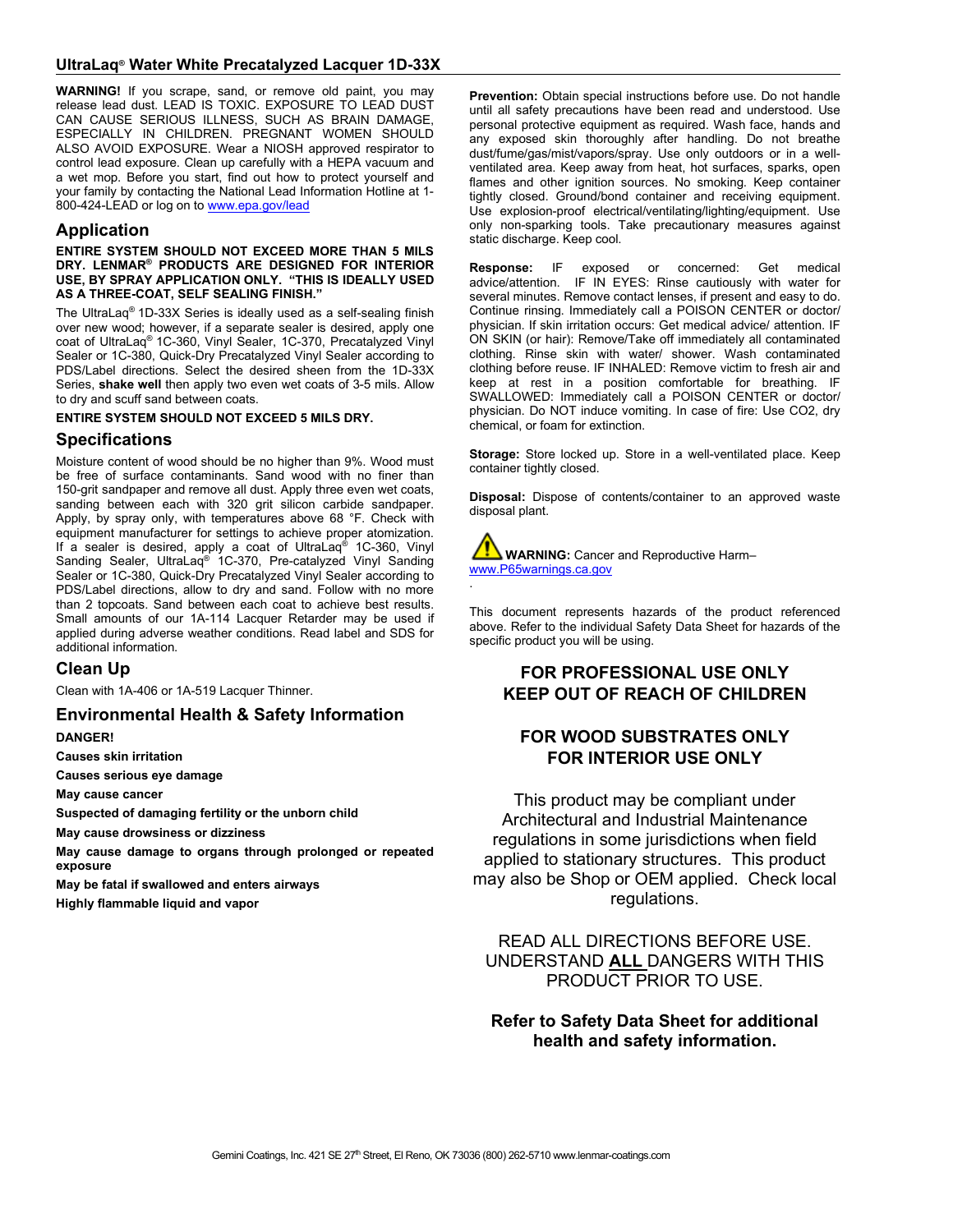# UltraLaq® Water White Precatalyzed Lacquer 1D-33X

**WARNING!** If you scrape, sand, or remove old paint, you may release lead dust. LEAD IS TOXIC. EXPOSURE TO LEAD DUST CAN CAUSE SERIOUS ILLNESS, SUCH AS BRAIN DAMAGE, ESPECIALLY IN CHILDREN. PREGNANT WOMEN SHOULD ALSO AVOID EXPOSURE. Wear a NIOSH approved respirator to control lead exposure. Clean up carefully with a HEPA vacuum and a wet mop. Before you start, find out how to protect yourself and your family by contacting the National Lead Information Hotline at 1-800-424-LEAD or log on to www.epa.gov/lead

## Application

**ENTIRE SYSTEM SHOULD NOT EXCEED MORE THAN 5 MILS DRY. LENMAR® PRODUCTS ARE DESIGNED FOR INTERIOR USE, BY SPRAY APPLICATION ONLY. "THIS IS IDEALLY USED AS A THREE-COAT, SELF SEALING FINISH."**

The UltraLaq® 1D-33X Series is ideally used as a self-sealing finish over new wood; however, if a separate sealer is desired, apply one coat of UltraLaq® 1C-360, Vinyl Sealer, 1C-370, Precatalyzed Vinyl Sealer or 1C-380, Quick-Dry Precatalyzed Vinyl Sealer according to PDS/Label directions. Select the desired sheen from the 1D-33X Series, **shake well** then apply two even wet coats of 3-5 mils. Allow to dry and scuff sand between coats.

**ENTIRE SYSTEM SHOULD NOT EXCEED 5 MILS DRY.**

## Specifications

Moisture content of wood should be no higher than 9%. Wood must be free of surface contaminants. Sand wood with no finer than 150-grit sandpaper and remove all dust. Apply three even wet coats, sanding between each with 320 grit silicon carbide sandpaper. Apply, by spray only, with temperatures above 68 °F. Check with equipment manufacturer for settings to achieve proper atomization. If a sealer is desired, apply a coat of UltraLaq® 1C-360, Vinyl Sanding Sealer, UltraLaq® 1C-370, Pre-catalyzed Vinyl Sanding Sealer or 1C-380, Quick-Dry Precatalyzed Vinyl Sealer according to PDS/Label directions, allow to dry and sand. Follow with no more than 2 topcoats. Sand between each coat to achieve best results. Small amounts of our 1A-114 Lacquer Retarder may be used if applied during adverse weather conditions. Read label and SDS for additional information.

## Clean Up

Clean with 1A-406 or 1A-519 Lacquer Thinner.

## Environmental Health & Safety Information

**DANGER!**

**Causes skin irritation**

**Causes serious eye damage**

**May cause cancer**

**Suspected of damaging fertility or the unborn child**

**May cause drowsiness or dizziness**

**May cause damage to organs through prolonged or repeated exposure**

**May be fatal if swallowed and enters airways**

**Highly flammable liquid and vapor**

**Prevention:** Obtain special instructions before use. Do not handle until all safety precautions have been read and understood. Use personal protective equipment as required. Wash face, hands and any exposed skin thoroughly after handling. Do not breathe dust/fume/gas/mist/vapors/spray. Use only outdoors or in a well-ventilated area. Keep away from heat, hot surfaces, sparks, open flames and other ignition sources. No smoking. Keep container tightly closed. Ground/bond container and receiving equipment. Use explosion-proof electrical/ventilating/lighting/equipment. Use only non-sparking tools. Take precautionary measures against static discharge. Keep cool.

**Response:** IF exposed or concerned: Get medical advice/attention. IF IN EYES: Rinse cautiously with water for several minutes. Remove contact lenses, if present and easy to do. Continue rinsing. Immediately call a POISON CENTER or doctor/ physician. If skin irritation occurs: Get medical advice/ attention. IF ON SKIN (or hair): Remove/Take off immediately all contaminated clothing. Rinse skin with water/ shower. Wash contaminated clothing before reuse. IF INHALED: Remove victim to fresh air and keep at rest in a position comfortable for breathing. IF SWALLOWED: Immediately call a POISON CENTER or doctor/ physician. Do NOT induce vomiting. In case of fire: Use CO2, dry chemical, or foam for extinction.

**Storage:** Store locked up. Store in a well-ventilated place. Keep container tightly closed.

**Disposal:** Dispose of contents/container to an approved waste disposal plant.

**WARNING:** Cancer and Reproductive Harm– www.P65warnings.ca.gov

This document represents hazards of the product referenced above. Refer to the individual Safety Data Sheet for hazards of the specific product you will be using.

**FOR PROFESSIONAL USE ONLY**
**KEEP OUT OF REACH OF CHILDREN**

**FOR WOOD SUBSTRATES ONLY**
**FOR INTERIOR USE ONLY**

This product may be compliant under Architectural and Industrial Maintenance regulations in some jurisdictions when field applied to stationary structures. This product may also be Shop or OEM applied. Check local regulations.

READ ALL DIRECTIONS BEFORE USE. UNDERSTAND **ALL** DANGERS WITH THIS PRODUCT PRIOR TO USE.

**Refer to Safety Data Sheet for additional health and safety information.**

Gemini Coatings, Inc. 421 SE 27th Street, El Reno, OK 73036 (800) 262-5710 www.lenmar-coatings.com